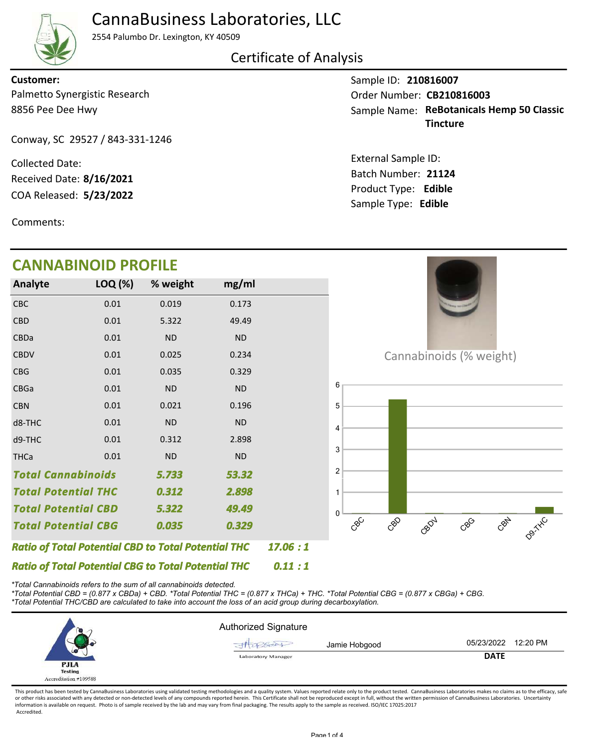# CannaBusiness Laboratories, LLC

2554 Palumbo Dr. Lexington, KY 40509

## Certificate of Analysis

**Customer:**
Palmetto Synergistic Research
8856 Pee Dee Hwy

Conway, SC 29527 / 843-331-1246

Collected Date:
Received Date: **8/16/2021**
COA Released: **5/23/2022**

Comments:

Sample ID: **210816007**
Order Number: **CB210816003**
Sample Name: **ReBotanicals Hemp 50 Classic Tincture**

External Sample ID:
Batch Number: **21124**
Product Type: **Edible**
Sample Type: **Edible**

## CANNABINOID PROFILE

| Analyte | LOQ (%) | % weight | mg/ml |
|---|---|---|---|
| CBC | 0.01 | 0.019 | 0.173 |
| CBD | 0.01 | 5.322 | 49.49 |
| CBDa | 0.01 | ND | ND |
| CBDV | 0.01 | 0.025 | 0.234 |
| CBG | 0.01 | 0.035 | 0.329 |
| CBGa | 0.01 | ND | ND |
| CBN | 0.01 | 0.021 | 0.196 |
| d8-THC | 0.01 | ND | ND |
| d9-THC | 0.01 | 0.312 | 2.898 |
| THCa | 0.01 | ND | ND |
| ***Total Cannabinoids*** | | ***5.733*** | ***53.32*** |
| ***Total Potential THC*** | | ***0.312*** | ***2.898*** |
| ***Total Potential CBD*** | | ***5.322*** | ***49.49*** |
| ***Total Potential CBG*** | | ***0.035*** | ***0.329*** |

***Ratio of Total Potential CBD to Total Potential THC*** ***17.06 : 1***

***Ratio of Total Potential CBG to Total Potential THC*** ***0.11 : 1***

Cannabinoids (% weight)

| | CBC | CBD | CBDV | CBG | CBN | D9-THC |
|---|---|---|---|---|---|---|
| % weight | 0.019 | 5.322 | 0.025 | 0.035 | 0.021 | 0.312 |

*\*Total Cannabinoids refers to the sum of all cannabinoids detected.*
*\*Total Potential CBD = (0.877 x CBDa) + CBD. \*Total Potential THC = (0.877 x THCa) + THC. \*Total Potential CBG = (0.877 x CBGa) + CBG.*
*\*Total Potential THC/CBD are calculated to take into account the loss of an acid group during decarboxylation.*

PJLA Testing Accreditation #109588

Authorized Signature

Jamie Hobgood
Laboratory Manager

05/23/2022 12:20 PM
**DATE**

This product has been tested by CannaBusiness Laboratories using validated testing methodologies and a quality system. Values reported relate only to the product tested. CannaBusiness Laboratories makes no claims as to the efficacy, safety or other risks associated with any detected or non-detected levels of any compounds reported herein. This Certificate shall not be reproduced except in full, without the written permission of CannaBusiness Laboratories. Uncertainty information is available on request. Photo is of sample received by the lab and may vary from final packaging. The results apply to the sample as received. ISO/IEC 17025:2017 Accredited.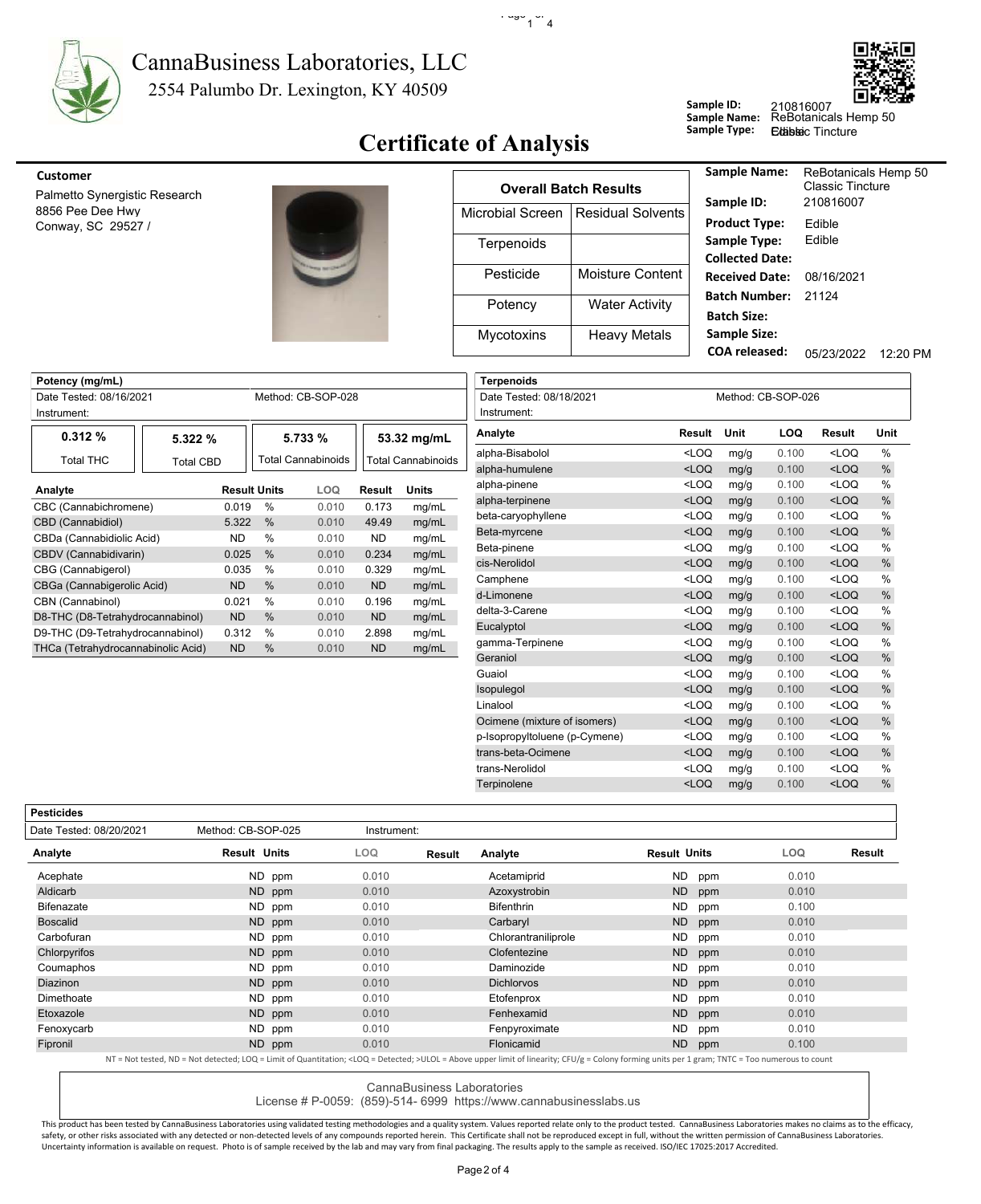# CannaBusiness Laboratories, LLC

2554 Palumbo Dr. Lexington, KY 40509

**Sample ID:** 210816007
**Sample Name:** ReBotanicals Hemp 50 Classic Tincture
**Sample Type:** Edible

## Certificate of Analysis

**Customer**

Palmetto Synergistic Research
8856 Pee Dee Hwy
Conway, SC 29527 /

| Overall Batch Results | |
|---|---|
| Microbial Screen | Residual Solvents |
| Terpenoids | |
| Pesticide | Moisture Content |
| Potency | Water Activity |
| Mycotoxins | Heavy Metals |

**Sample Name:** ReBotanicals Hemp 50 Classic Tincture
**Sample ID:** 210816007
**Product Type:** Edible
**Sample Type:** Edible
**Collected Date:**
**Received Date:** 08/16/2021
**Batch Number:** 21124
**Batch Size:**
**Sample Size:**
**COA released:** 05/23/2022 12:20 PM

### Potency (mg/mL)

Date Tested: 08/16/2021 Method: CB-SOP-028
Instrument:

| 0.312 % | 5.322 % | 5.733 % | 53.32 mg/mL |
|---|---|---|---|
| Total THC | Total CBD | Total Cannabinoids | Total Cannabinoids |

| Analyte | Result | Units | LOQ | Result | Units |
|---|---|---|---|---|---|
| CBC (Cannabichromene) | 0.019 | % | 0.010 | 0.173 | mg/mL |
| CBD (Cannabidiol) | 5.322 | % | 0.010 | 49.49 | mg/mL |
| CBDa (Cannabidiolic Acid) | ND | % | 0.010 | ND | mg/mL |
| CBDV (Cannabidivarin) | 0.025 | % | 0.010 | 0.234 | mg/mL |
| CBG (Cannabigerol) | 0.035 | % | 0.010 | 0.329 | mg/mL |
| CBGa (Cannabigerolic Acid) | ND | % | 0.010 | ND | mg/mL |
| CBN (Cannabinol) | 0.021 | % | 0.010 | 0.196 | mg/mL |
| D8-THC (D8-Tetrahydrocannabinol) | ND | % | 0.010 | ND | mg/mL |
| D9-THC (D9-Tetrahydrocannabinol) | 0.312 | % | 0.010 | 2.898 | mg/mL |
| THCa (Tetrahydrocannabinolic Acid) | ND | % | 0.010 | ND | mg/mL |

### Terpenoids

Date Tested: 08/18/2021 Method: CB-SOP-026
Instrument:

| Analyte | Result | Unit | LOQ | Result | Unit |
|---|---|---|---|---|---|
| alpha-Bisabolol | <LOQ | mg/g | 0.100 | <LOQ | % |
| alpha-humulene | <LOQ | mg/g | 0.100 | <LOQ | % |
| alpha-pinene | <LOQ | mg/g | 0.100 | <LOQ | % |
| alpha-terpinene | <LOQ | mg/g | 0.100 | <LOQ | % |
| beta-caryophyllene | <LOQ | mg/g | 0.100 | <LOQ | % |
| Beta-myrcene | <LOQ | mg/g | 0.100 | <LOQ | % |
| Beta-pinene | <LOQ | mg/g | 0.100 | <LOQ | % |
| cis-Nerolidol | <LOQ | mg/g | 0.100 | <LOQ | % |
| Camphene | <LOQ | mg/g | 0.100 | <LOQ | % |
| d-Limonene | <LOQ | mg/g | 0.100 | <LOQ | % |
| delta-3-Carene | <LOQ | mg/g | 0.100 | <LOQ | % |
| Eucalyptol | <LOQ | mg/g | 0.100 | <LOQ | % |
| gamma-Terpinene | <LOQ | mg/g | 0.100 | <LOQ | % |
| Geraniol | <LOQ | mg/g | 0.100 | <LOQ | % |
| Guaiol | <LOQ | mg/g | 0.100 | <LOQ | % |
| Isopulegol | <LOQ | mg/g | 0.100 | <LOQ | % |
| Linalool | <LOQ | mg/g | 0.100 | <LOQ | % |
| Ocimene (mixture of isomers) | <LOQ | mg/g | 0.100 | <LOQ | % |
| p-Isopropyltoluene (p-Cymene) | <LOQ | mg/g | 0.100 | <LOQ | % |
| trans-beta-Ocimene | <LOQ | mg/g | 0.100 | <LOQ | % |
| trans-Nerolidol | <LOQ | mg/g | 0.100 | <LOQ | % |
| Terpinolene | <LOQ | mg/g | 0.100 | <LOQ | % |

### Pesticides

Date Tested: 08/20/2021 Method: CB-SOP-025 Instrument:

| Analyte | Result | Units | LOQ | Result | Analyte | Result | Units | LOQ | Result |
|---|---|---|---|---|---|---|---|---|---|
| Acephate | ND | ppm | 0.010 | | Acetamiprid | ND | ppm | 0.010 | |
| Aldicarb | ND | ppm | 0.010 | | Azoxystrobin | ND | ppm | 0.010 | |
| Bifenazate | ND | ppm | 0.010 | | Bifenthrin | ND | ppm | 0.100 | |
| Boscalid | ND | ppm | 0.010 | | Carbaryl | ND | ppm | 0.010 | |
| Carbofuran | ND | ppm | 0.010 | | Chlorantraniliprole | ND | ppm | 0.010 | |
| Chlorpyrifos | ND | ppm | 0.010 | | Clofentezine | ND | ppm | 0.010 | |
| Coumaphos | ND | ppm | 0.010 | | Daminozide | ND | ppm | 0.010 | |
| Diazinon | ND | ppm | 0.010 | | Dichlorvos | ND | ppm | 0.010 | |
| Dimethoate | ND | ppm | 0.010 | | Etofenprox | ND | ppm | 0.010 | |
| Etoxazole | ND | ppm | 0.010 | | Fenhexamid | ND | ppm | 0.010 | |
| Fenoxycarb | ND | ppm | 0.010 | | Fenpyroximate | ND | ppm | 0.010 | |
| Fipronil | ND | ppm | 0.010 | | Flonicamid | ND | ppm | 0.100 | |

NT = Not tested, ND = Not detected; LOQ = Limit of Quantitation; <LOQ = Detected; >ULOL = Above upper limit of linearity; CFU/g = Colony forming units per 1 gram; TNTC = Too numerous to count

CannaBusiness Laboratories
License # P-0059: (859)-514- 6999 https://www.cannabusinesslabs.us

This product has been tested by CannaBusiness Laboratories using validated testing methodologies and a quality system. Values reported relate only to the product tested. CannaBusiness Laboratories makes no claims as to the efficacy, safety, or other risks associated with any detected or non-detected levels of any compounds reported herein. This Certificate shall not be reproduced except in full, without the written permission of CannaBusiness Laboratories. Uncertainty information is available on request. Photo is of sample received by the lab and may vary from final packaging. The results apply to the sample as received. ISO/IEC 17025:2017 Accredited.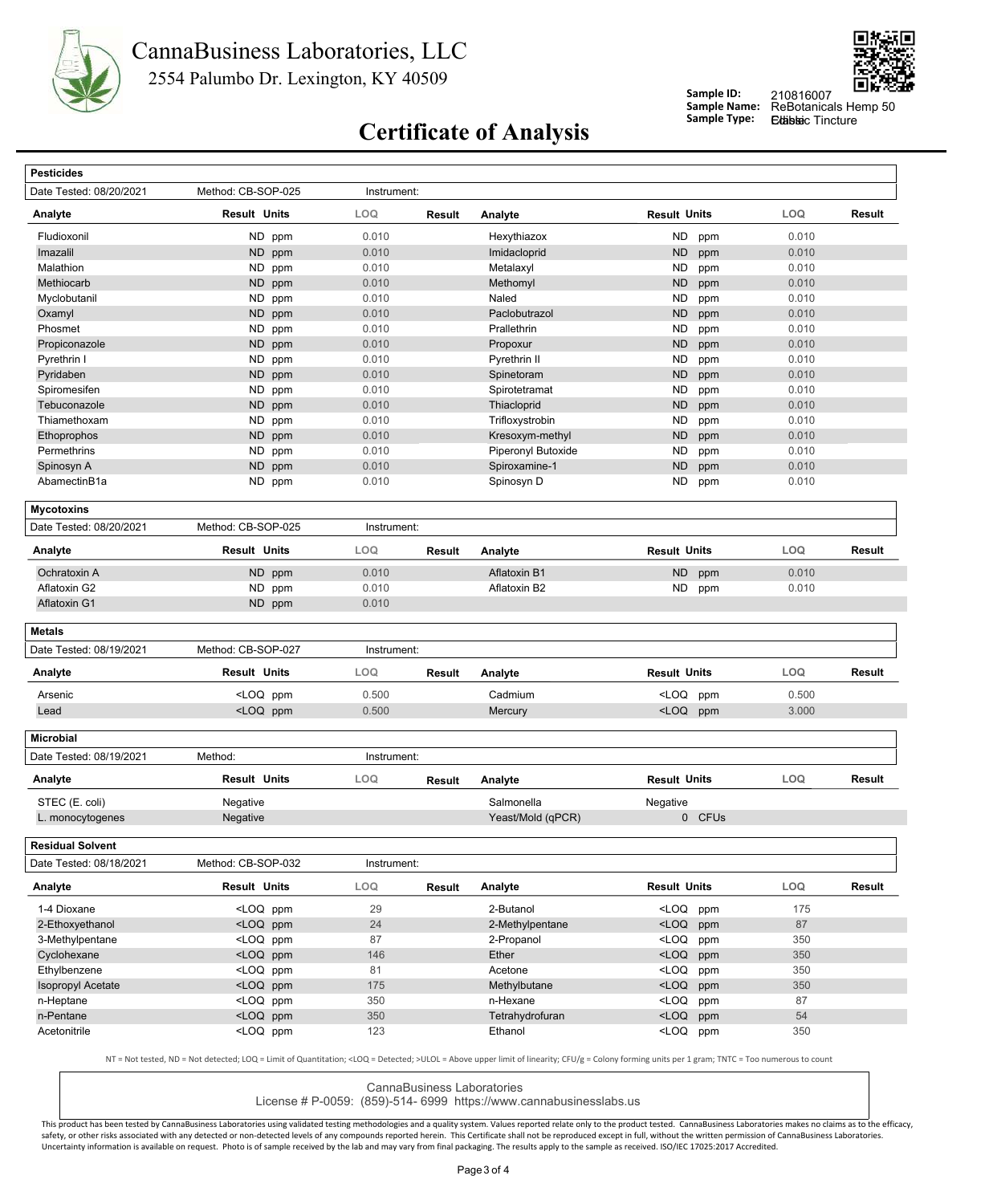# CannaBusiness Laboratories, LLC

2554 Palumbo Dr. Lexington, KY 40509

**Sample ID:** 210816007
**Sample Name:** ReBotanicals Hemp 50
**Sample Type:** Classic Tincture

## Certificate of Analysis

### Pesticides

Date Tested: 08/20/2021 | Method: CB-SOP-025 | Instrument:

| Analyte | Result | Units | LOQ | Result | Analyte | Result | Units | LOQ | Result |
|---|---|---|---|---|---|---|---|---|---|
| Fludioxonil | ND | ppm | 0.010 | | Hexythiazox | ND | ppm | 0.010 | |
| Imazalil | ND | ppm | 0.010 | | Imidacloprid | ND | ppm | 0.010 | |
| Malathion | ND | ppm | 0.010 | | Metalaxyl | ND | ppm | 0.010 | |
| Methiocarb | ND | ppm | 0.010 | | Methomyl | ND | ppm | 0.010 | |
| Myclobutanil | ND | ppm | 0.010 | | Naled | ND | ppm | 0.010 | |
| Oxamyl | ND | ppm | 0.010 | | Paclobutrazol | ND | ppm | 0.010 | |
| Phosmet | ND | ppm | 0.010 | | Prallethrin | ND | ppm | 0.010 | |
| Propiconazole | ND | ppm | 0.010 | | Propoxur | ND | ppm | 0.010 | |
| Pyrethrin I | ND | ppm | 0.010 | | Pyrethrin II | ND | ppm | 0.010 | |
| Pyridaben | ND | ppm | 0.010 | | Spinetoram | ND | ppm | 0.010 | |
| Spiromesifen | ND | ppm | 0.010 | | Spirotetramat | ND | ppm | 0.010 | |
| Tebuconazole | ND | ppm | 0.010 | | Thiacloprid | ND | ppm | 0.010 | |
| Thiamethoxam | ND | ppm | 0.010 | | Trifloxystrobin | ND | ppm | 0.010 | |
| Ethoprophos | ND | ppm | 0.010 | | Kresoxym-methyl | ND | ppm | 0.010 | |
| Permethrins | ND | ppm | 0.010 | | Piperonyl Butoxide | ND | ppm | 0.010 | |
| Spinosyn A | ND | ppm | 0.010 | | Spiroxamine-1 | ND | ppm | 0.010 | |
| AbamectinB1a | ND | ppm | 0.010 | | Spinosyn D | ND | ppm | 0.010 | |

### Mycotoxins

Date Tested: 08/20/2021 | Method: CB-SOP-025 | Instrument:

| Analyte | Result | Units | LOQ | Result | Analyte | Result | Units | LOQ | Result |
|---|---|---|---|---|---|---|---|---|---|
| Ochratoxin A | ND | ppm | 0.010 | | Aflatoxin B1 | ND | ppm | 0.010 | |
| Aflatoxin G2 | ND | ppm | 0.010 | | Aflatoxin B2 | ND | ppm | 0.010 | |
| Aflatoxin G1 | ND | ppm | 0.010 | | | | | | |

### Metals

Date Tested: 08/19/2021 | Method: CB-SOP-027 | Instrument:

| Analyte | Result | Units | LOQ | Result | Analyte | Result | Units | LOQ | Result |
|---|---|---|---|---|---|---|---|---|---|
| Arsenic | <LOQ | ppm | 0.500 | | Cadmium | <LOQ | ppm | 0.500 | |
| Lead | <LOQ | ppm | 0.500 | | Mercury | <LOQ | ppm | 3.000 | |

### Microbial

Date Tested: 08/19/2021 | Method: | Instrument:

| Analyte | Result | Units | LOQ | Result | Analyte | Result | Units | LOQ | Result |
|---|---|---|---|---|---|---|---|---|---|
| STEC (E. coli) | Negative | | | | Salmonella | Negative | | | |
| L. monocytogenes | Negative | | | | Yeast/Mold (qPCR) | 0 | CFUs | | |

### Residual Solvent

Date Tested: 08/18/2021 | Method: CB-SOP-032 | Instrument:

| Analyte | Result | Units | LOQ | Result | Analyte | Result | Units | LOQ | Result |
|---|---|---|---|---|---|---|---|---|---|
| 1-4 Dioxane | <LOQ | ppm | 29 | | 2-Butanol | <LOQ | ppm | 175 | |
| 2-Ethoxyethanol | <LOQ | ppm | 24 | | 2-Methylpentane | <LOQ | ppm | 87 | |
| 3-Methylpentane | <LOQ | ppm | 87 | | 2-Propanol | <LOQ | ppm | 350 | |
| Cyclohexane | <LOQ | ppm | 146 | | Ether | <LOQ | ppm | 350 | |
| Ethylbenzene | <LOQ | ppm | 81 | | Acetone | <LOQ | ppm | 350 | |
| Isopropyl Acetate | <LOQ | ppm | 175 | | Methylbutane | <LOQ | ppm | 350 | |
| n-Heptane | <LOQ | ppm | 350 | | n-Hexane | <LOQ | ppm | 87 | |
| n-Pentane | <LOQ | ppm | 350 | | Tetrahydrofuran | <LOQ | ppm | 54 | |
| Acetonitrile | <LOQ | ppm | 123 | | Ethanol | <LOQ | ppm | 350 | |

NT = Not tested, ND = Not detected; LOQ = Limit of Quantitation; <LOQ = Detected; >ULOL = Above upper limit of linearity; CFU/g = Colony forming units per 1 gram; TNTC = Too numerous to count

CannaBusiness Laboratories
License # P-0059: (859)-514- 6999 https://www.cannabusinesslabs.us

This product has been tested by CannaBusiness Laboratories using validated testing methodologies and a quality system. Values reported relate only to the product tested. CannaBusiness Laboratories makes no claims as to the efficacy, safety, or other risks associated with any detected or non-detected levels of any compounds reported herein. This Certificate shall not be reproduced except in full, without the written permission of CannaBusiness Laboratories. Uncertainty information is available on request. Photo is of sample received by the lab and may vary from final packaging. The results apply to the sample as received. ISO/IEC 17025:2017 Accredited.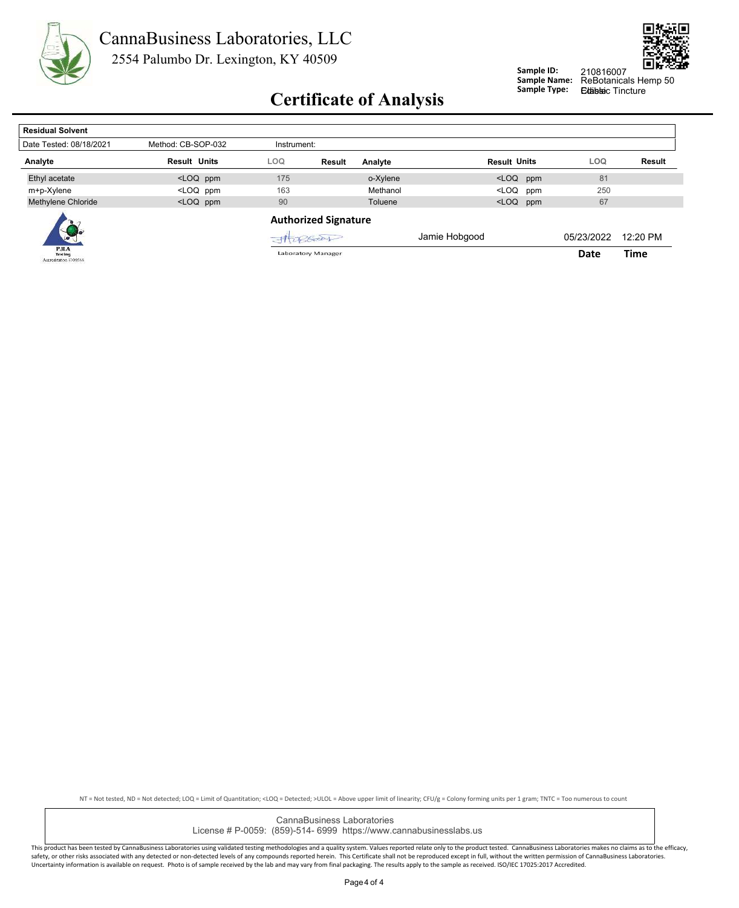CannaBusiness Laboratories, LLC
2554 Palumbo Dr. Lexington, KY 40509

**Sample ID:** 210816007
**Sample Name:** ReBotanicals Hemp 50 Classic Tincture
**Sample Type:** Edible

# Certificate of Analysis

**Residual Solvent**

Date Tested: 08/18/2021 | Method: CB-SOP-032 | Instrument:

| Analyte | Result | Units | LOQ | Result | Analyte | Result | Units | LOQ | Result |
|---|---|---|---|---|---|---|---|---|---|
| Ethyl acetate | <LOQ | ppm | 175 | | o-Xylene | <LOQ | ppm | 81 | |
| m+p-Xylene | <LOQ | ppm | 163 | | Methanol | <LOQ | ppm | 250 | |
| Methylene Chloride | <LOQ | ppm | 90 | | Toluene | <LOQ | ppm | 67 | |

PJLA Testing Accreditation 100958

**Authorized Signature**

Jamie Hobgood — Laboratory Manager

| Date | Time |
|---|---|
| 05/23/2022 | 12:20 PM |

NT = Not tested, ND = Not detected; LOQ = Limit of Quantitation; <LOQ = Detected; >ULOL = Above upper limit of linearity; CFU/g = Colony forming units per 1 gram; TNTC = Too numerous to count

CannaBusiness Laboratories
License # P-0059: (859)-514- 6999 https://www.cannabusinesslabs.us

This product has been tested by CannaBusiness Laboratories using validated testing methodologies and a quality system. Values reported relate only to the product tested. CannaBusiness Laboratories makes no claims as to the efficacy, safety, or other risks associated with any detected or non-detected levels of any compounds reported herein. This Certificate shall not be reproduced except in full, without the written permission of CannaBusiness Laboratories. Uncertainty information is available on request. Photo is of sample received by the lab and may vary from final packaging. The results apply to the sample as received. ISO/IEC 17025:2017 Accredited.